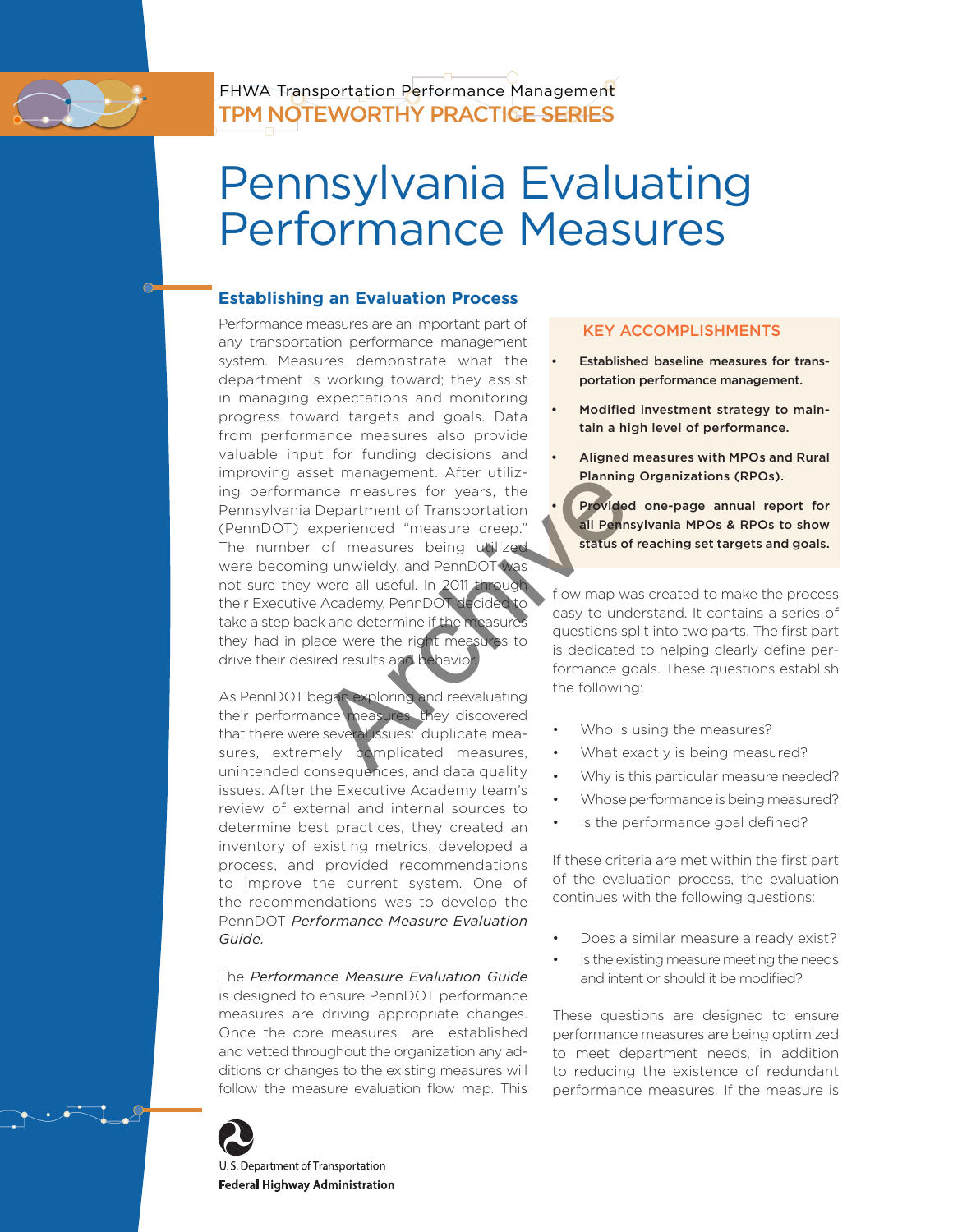FHWA Transportation Performance Management
TPM NOTEWORTHY PRACTICE SERIES

# Pennsylvania Evaluating Performance Measures

## Establishing an Evaluation Process

Performance measures are an important part of any transportation performance management system. Measures demonstrate what the department is working toward; they assist in managing expectations and monitoring progress toward targets and goals. Data from performance measures also provide valuable input for funding decisions and improving asset management. After utilizing performance measures for years, the Pennsylvania Department of Transportation (PennDOT) experienced "measure creep." The number of measures being utilized were becoming unwieldy, and PennDOT was not sure they were all useful. In 2011 through their Executive Academy, PennDOT decided to take a step back and determine if the measures they had in place were the right measures to drive their desired results and behavior.

As PennDOT began exploring and reevaluating their performance measures, they discovered that there were several issues: duplicate measures, extremely complicated measures, unintended consequences, and data quality issues. After the Executive Academy team's review of external and internal sources to determine best practices, they created an inventory of existing metrics, developed a process, and provided recommendations to improve the current system. One of the recommendations was to develop the PennDOT *Performance Measure Evaluation Guide.*

The *Performance Measure Evaluation Guide* is designed to ensure PennDOT performance measures are driving appropriate changes. Once the core measures are established and vetted throughout the organization any additions or changes to the existing measures will follow the measure evaluation flow map. This flow map was created to make the process easy to understand. It contains a series of questions split into two parts. The first part is dedicated to helping clearly define performance goals. These questions establish the following:

- Who is using the measures?
- What exactly is being measured?
- Why is this particular measure needed?
- Whose performance is being measured?
- Is the performance goal defined?

If these criteria are met within the first part of the evaluation process, the evaluation continues with the following questions:

- Does a similar measure already exist?
- Is the existing measure meeting the needs and intent or should it be modified?

These questions are designed to ensure performance measures are being optimized to meet department needs, in addition to reducing the existence of redundant performance measures. If the measure is

### KEY ACCOMPLISHMENTS

- **Established baseline measures for transportation performance management.**
- **Modified investment strategy to maintain a high level of performance.**
- **Aligned measures with MPOs and Rural Planning Organizations (RPOs).**
- **Provided one-page annual report for all Pennsylvania MPOs & RPOs to show status of reaching set targets and goals.**

U.S. Department of Transportation
Federal Highway Administration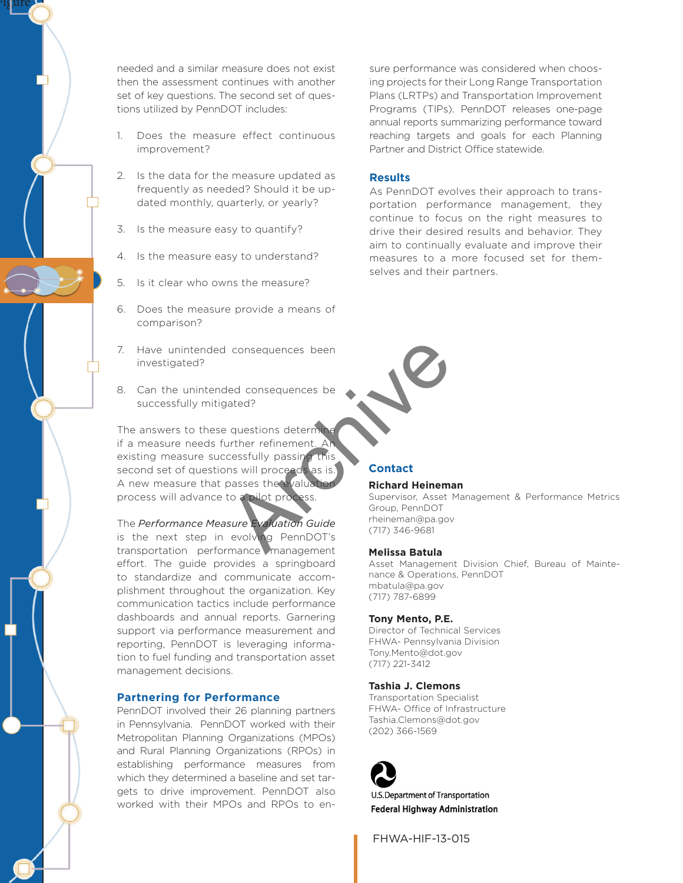needed and a similar measure does not exist then the assessment continues with another set of key questions. The second set of questions utilized by PennDOT includes:

1. Does the measure effect continuous improvement?
2. Is the data for the measure updated as frequently as needed? Should it be updated monthly, quarterly, or yearly?
3. Is the measure easy to quantify?
4. Is the measure easy to understand?
5. Is it clear who owns the measure?
6. Does the measure provide a means of comparison?
7. Have unintended consequences been investigated?
8. Can the unintended consequences be successfully mitigated?

The answers to these questions determine if a measure needs further refinement. An existing measure successfully passing this second set of questions will proceeds as is. A new measure that passes the evaluation process will advance to a pilot process.

The *Performance Measure Evaluation Guide* is the next step in evolving PennDOT's transportation performance management effort. The guide provides a springboard to standardize and communicate accomplishment throughout the organization. Key communication tactics include performance dashboards and annual reports. Garnering support via performance measurement and reporting, PennDOT is leveraging information to fuel funding and transportation asset management decisions.

## Partnering for Performance

PennDOT involved their 26 planning partners in Pennsylvania. PennDOT worked with their Metropolitan Planning Organizations (MPOs) and Rural Planning Organizations (RPOs) in establishing performance measures from which they determined a baseline and set targets to drive improvement. PennDOT also worked with their MPOs and RPOs to ensure performance was considered when choosing projects for their Long Range Transportation Plans (LRTPs) and Transportation Improvement Programs (TIPs). PennDOT releases one-page annual reports summarizing performance toward reaching targets and goals for each Planning Partner and District Office statewide.

## Results

As PennDOT evolves their approach to transportation performance management, they continue to focus on the right measures to drive their desired results and behavior. They aim to continually evaluate and improve their measures to a more focused set for themselves and their partners.

## Contact

**Richard Heineman**
Supervisor, Asset Management & Performance Metrics Group, PennDOT
rheineman@pa.gov
(717) 346-9681

**Melissa Batula**
Asset Management Division Chief, Bureau of Maintenance & Operations, PennDOT
mbatula@pa.gov
(717) 787-6899

**Tony Mento, P.E.**
Director of Technical Services
FHWA- Pennsylvania Division
Tony.Mento@dot.gov
(717) 221-3412

**Tashia J. Clemons**
Transportation Specialist
FHWA- Office of Infrastructure
Tashia.Clemons@dot.gov
(202) 366-1569

U.S. Department of Transportation
**Federal Highway Administration**

FHWA-HIF-13-015